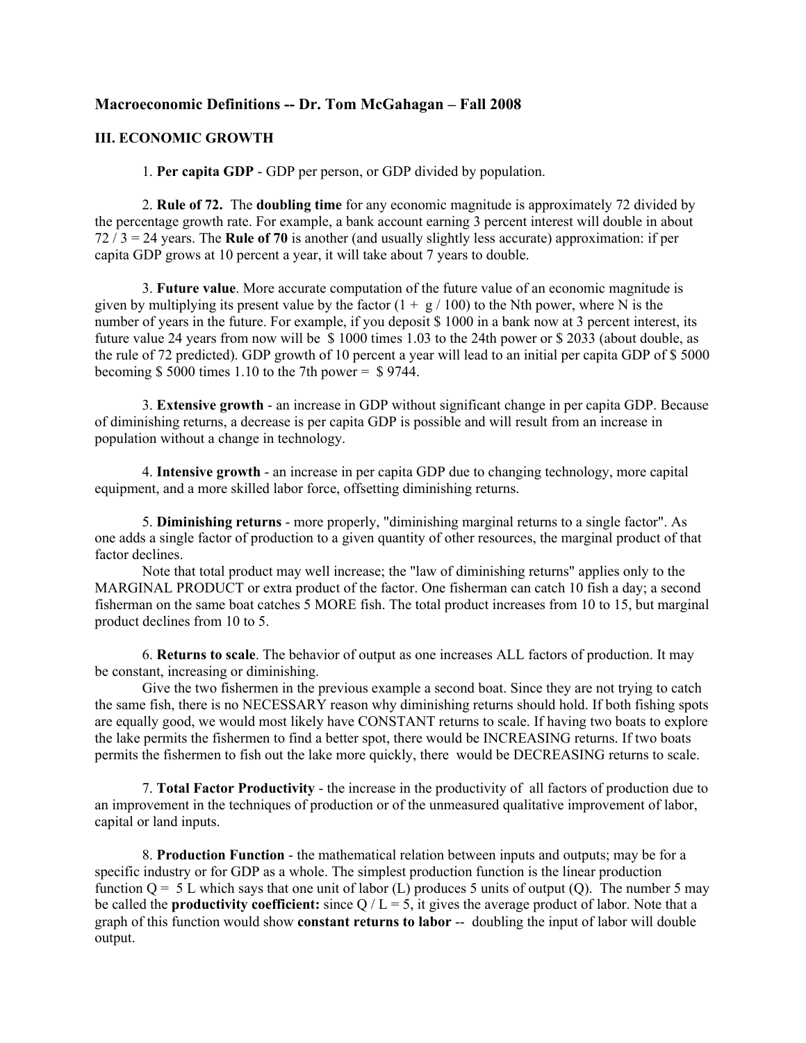## Macroeconomic Definitions -- Dr. Tom McGahagan – Fall 2008

### III. ECONOMIC GROWTH

1. **Per capita GDP** - GDP per person, or GDP divided by population.

2. **Rule of 72.** The **doubling time** for any economic magnitude is approximately 72 divided by the percentage growth rate. For example, a bank account earning 3 percent interest will double in about $72 / 3 = 24$ years. The **Rule of 70** is another (and usually slightly less accurate) approximation: if per capita GDP grows at 10 percent a year, it will take about 7 years to double.

3. **Future value**. More accurate computation of the future value of an economic magnitude is given by multiplying its present value by the factor $(1 + g / 100)$ to the Nth power, where N is the number of years in the future. For example, if you deposit $ 1000 in a bank now at 3 percent interest, its future value 24 years from now will be $ 1000 times 1.03 to the 24th power or $ 2033 (about double, as the rule of 72 predicted). GDP growth of 10 percent a year will lead to an initial per capita GDP of $ 5000 becoming $ 5000 times 1.10 to the 7th power = $ 9744.

3. **Extensive growth** - an increase in GDP without significant change in per capita GDP. Because of diminishing returns, a decrease is per capita GDP is possible and will result from an increase in population without a change in technology.

4. **Intensive growth** - an increase in per capita GDP due to changing technology, more capital equipment, and a more skilled labor force, offsetting diminishing returns.

5. **Diminishing returns** - more properly, "diminishing marginal returns to a single factor". As one adds a single factor of production to a given quantity of other resources, the marginal product of that factor declines.

Note that total product may well increase; the "law of diminishing returns" applies only to the MARGINAL PRODUCT or extra product of the factor. One fisherman can catch 10 fish a day; a second fisherman on the same boat catches 5 MORE fish. The total product increases from 10 to 15, but marginal product declines from 10 to 5.

6. **Returns to scale**. The behavior of output as one increases ALL factors of production. It may be constant, increasing or diminishing.

Give the two fishermen in the previous example a second boat. Since they are not trying to catch the same fish, there is no NECESSARY reason why diminishing returns should hold. If both fishing spots are equally good, we would most likely have CONSTANT returns to scale. If having two boats to explore the lake permits the fishermen to find a better spot, there would be INCREASING returns. If two boats permits the fishermen to fish out the lake more quickly, there would be DECREASING returns to scale.

7. **Total Factor Productivity** - the increase in the productivity of all factors of production due to an improvement in the techniques of production or of the unmeasured qualitative improvement of labor, capital or land inputs.

8. **Production Function** - the mathematical relation between inputs and outputs; may be for a specific industry or for GDP as a whole. The simplest production function is the linear production function $Q = 5 L$ which says that one unit of labor (L) produces 5 units of output (Q). The number 5 may be called the **productivity coefficient:** since $Q / L = 5$, it gives the average product of labor. Note that a graph of this function would show **constant returns to labor** -- doubling the input of labor will double output.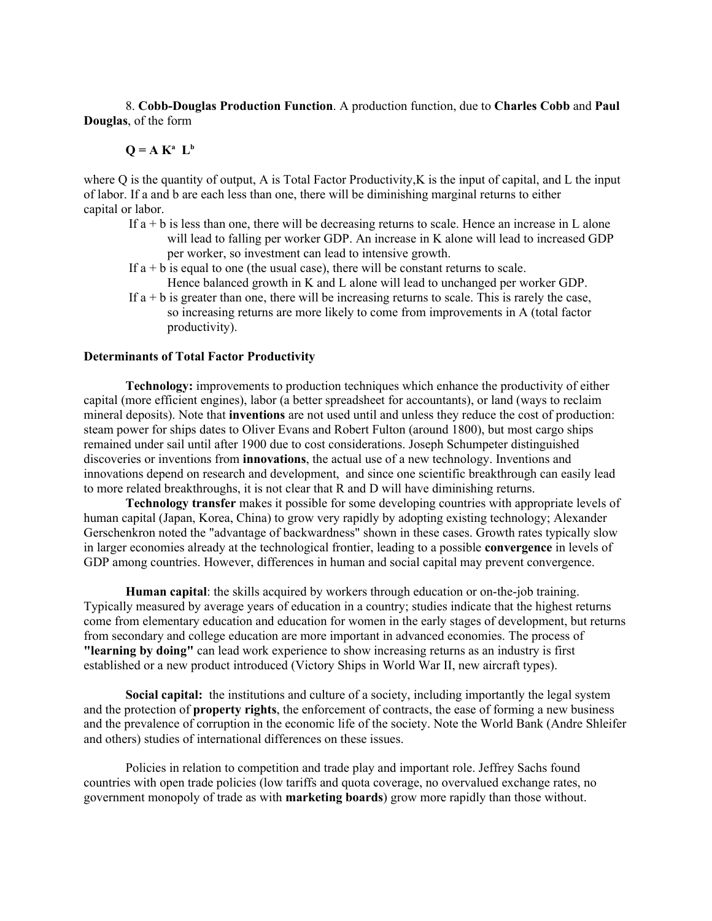8. **Cobb-Douglas Production Function**. A production function, due to **Charles Cobb** and **Paul Douglas**, of the form

$$Q = A K^a L^b$$

where Q is the quantity of output, A is Total Factor Productivity,K is the input of capital, and L the input of labor. If a and b are each less than one, there will be diminishing marginal returns to either capital or labor.

If a + b is less than one, there will be decreasing returns to scale. Hence an increase in L alone will lead to falling per worker GDP. An increase in K alone will lead to increased GDP per worker, so investment can lead to intensive growth.

If a + b is equal to one (the usual case), there will be constant returns to scale. Hence balanced growth in K and L alone will lead to unchanged per worker GDP.

If a + b is greater than one, there will be increasing returns to scale. This is rarely the case, so increasing returns are more likely to come from improvements in A (total factor productivity).

**Determinants of Total Factor Productivity**

**Technology:** improvements to production techniques which enhance the productivity of either capital (more efficient engines), labor (a better spreadsheet for accountants), or land (ways to reclaim mineral deposits). Note that **inventions** are not used until and unless they reduce the cost of production: steam power for ships dates to Oliver Evans and Robert Fulton (around 1800), but most cargo ships remained under sail until after 1900 due to cost considerations. Joseph Schumpeter distinguished discoveries or inventions from **innovations**, the actual use of a new technology. Inventions and innovations depend on research and development, and since one scientific breakthrough can easily lead to more related breakthroughs, it is not clear that R and D will have diminishing returns.

**Technology transfer** makes it possible for some developing countries with appropriate levels of human capital (Japan, Korea, China) to grow very rapidly by adopting existing technology; Alexander Gerschenkron noted the "advantage of backwardness" shown in these cases. Growth rates typically slow in larger economies already at the technological frontier, leading to a possible **convergence** in levels of GDP among countries. However, differences in human and social capital may prevent convergence.

**Human capital**: the skills acquired by workers through education or on-the-job training. Typically measured by average years of education in a country; studies indicate that the highest returns come from elementary education and education for women in the early stages of development, but returns from secondary and college education are more important in advanced economies. The process of **"learning by doing"** can lead work experience to show increasing returns as an industry is first established or a new product introduced (Victory Ships in World War II, new aircraft types).

**Social capital:** the institutions and culture of a society, including importantly the legal system and the protection of **property rights**, the enforcement of contracts, the ease of forming a new business and the prevalence of corruption in the economic life of the society. Note the World Bank (Andre Shleifer and others) studies of international differences on these issues.

Policies in relation to competition and trade play and important role. Jeffrey Sachs found countries with open trade policies (low tariffs and quota coverage, no overvalued exchange rates, no government monopoly of trade as with **marketing boards**) grow more rapidly than those without.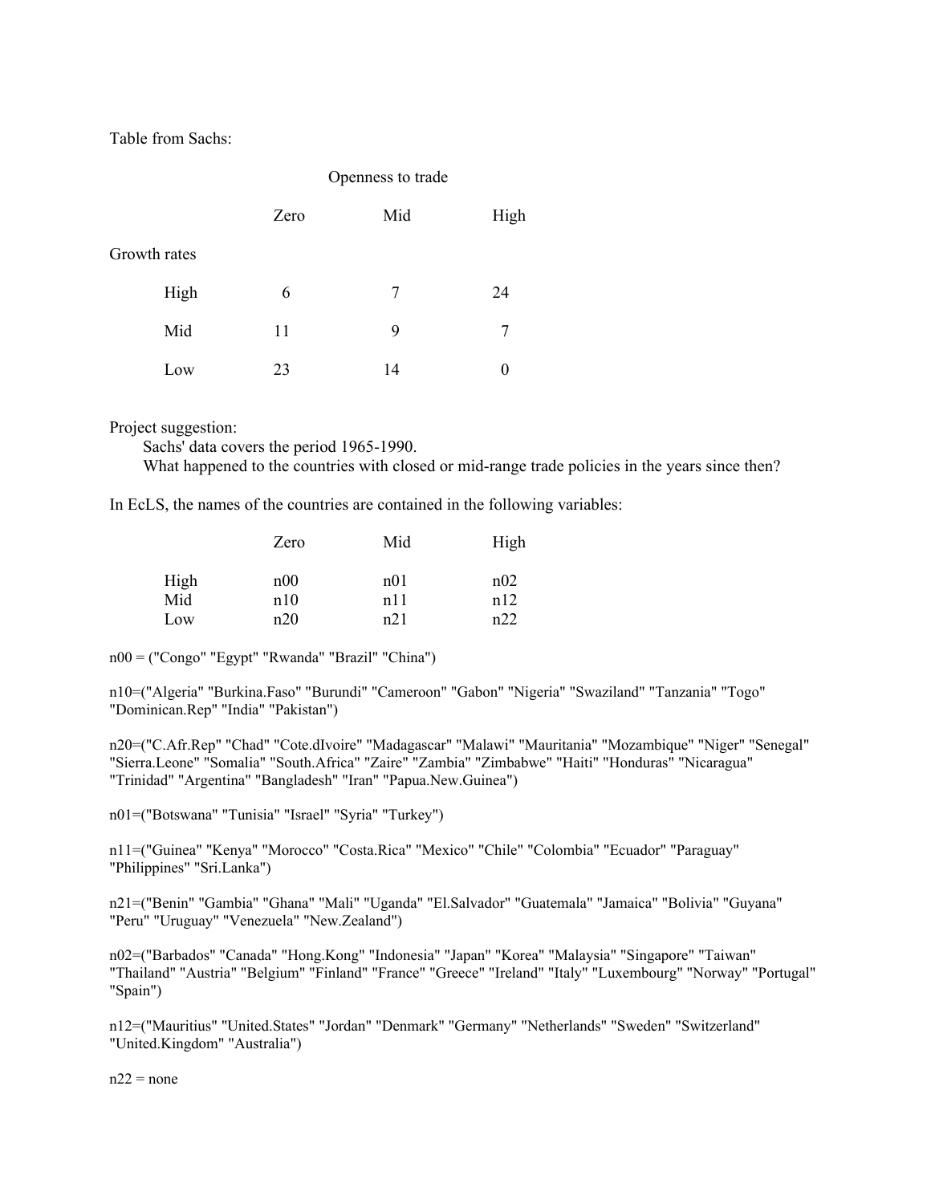Table from Sachs:

| | Openness to trade | | |
|---|---|---|---|
| | Zero | Mid | High |
| Growth rates | | | |
| High | 6 | 7 | 24 |
| Mid | 11 | 9 | 7 |
| Low | 23 | 14 | 0 |

Project suggestion:

Sachs' data covers the period 1965-1990.

What happened to the countries with closed or mid-range trade policies in the years since then?

In EcLS, the names of the countries are contained in the following variables:

| | Zero | Mid | High |
|---|---|---|---|
| High | n00 | n01 | n02 |
| Mid | n10 | n11 | n12 |
| Low | n20 | n21 | n22 |

n00 = ("Congo" "Egypt" "Rwanda" "Brazil" "China")

n10=("Algeria" "Burkina.Faso" "Burundi" "Cameroon" "Gabon" "Nigeria" "Swaziland" "Tanzania" "Togo" "Dominican.Rep" "India" "Pakistan")

n20=("C.Afr.Rep" "Chad" "Cote.dIvoire" "Madagascar" "Malawi" "Mauritania" "Mozambique" "Niger" "Senegal" "Sierra.Leone" "Somalia" "South.Africa" "Zaire" "Zambia" "Zimbabwe" "Haiti" "Honduras" "Nicaragua" "Trinidad" "Argentina" "Bangladesh" "Iran" "Papua.New.Guinea")

n01=("Botswana" "Tunisia" "Israel" "Syria" "Turkey")

n11=("Guinea" "Kenya" "Morocco" "Costa.Rica" "Mexico" "Chile" "Colombia" "Ecuador" "Paraguay" "Philippines" "Sri.Lanka")

n21=("Benin" "Gambia" "Ghana" "Mali" "Uganda" "El.Salvador" "Guatemala" "Jamaica" "Bolivia" "Guyana" "Peru" "Uruguay" "Venezuela" "New.Zealand")

n02=("Barbados" "Canada" "Hong.Kong" "Indonesia" "Japan" "Korea" "Malaysia" "Singapore" "Taiwan" "Thailand" "Austria" "Belgium" "Finland" "France" "Greece" "Ireland" "Italy" "Luxembourg" "Norway" "Portugal" "Spain")

n12=("Mauritius" "United.States" "Jordan" "Denmark" "Germany" "Netherlands" "Sweden" "Switzerland" "United.Kingdom" "Australia")

n22 = none